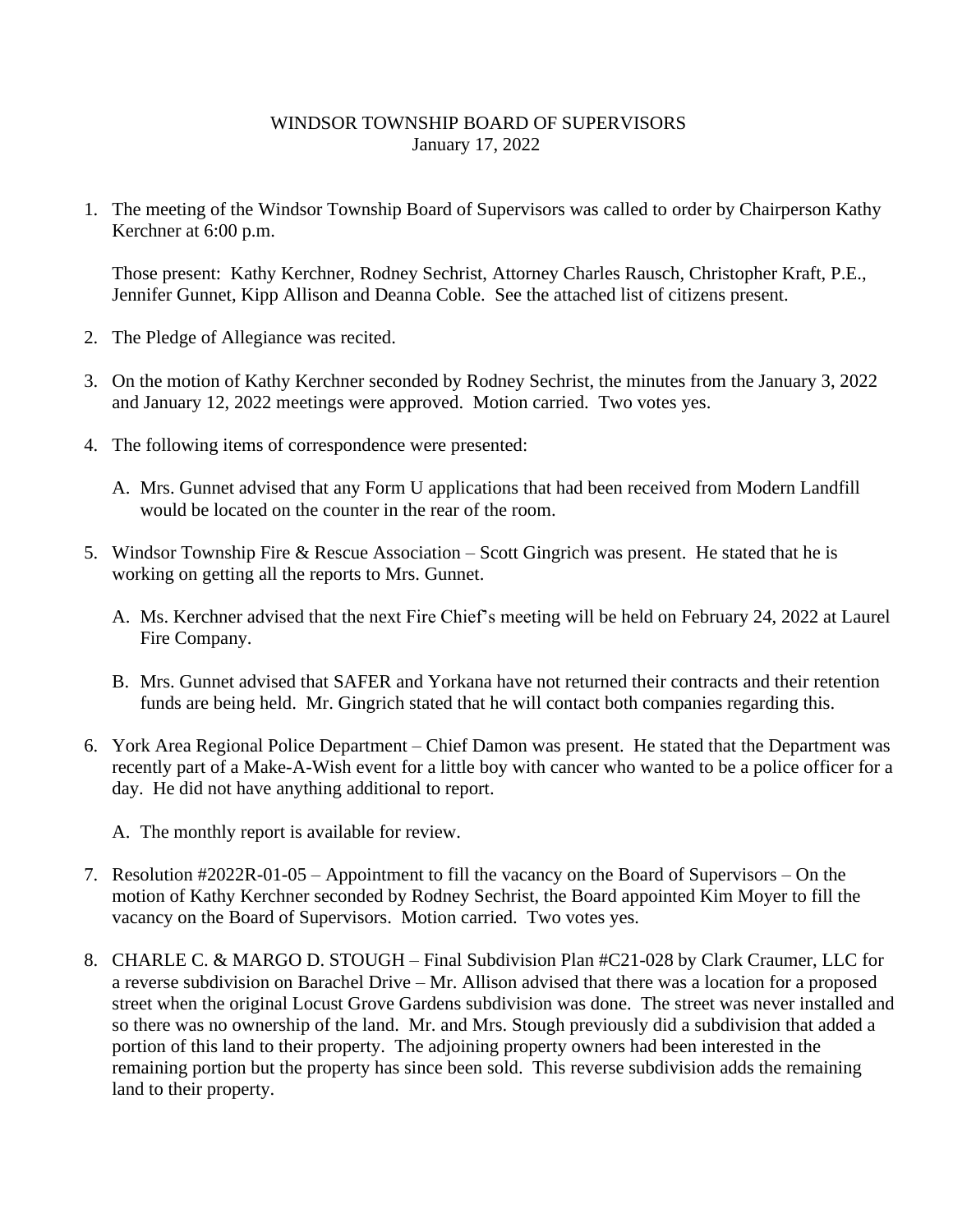# WINDSOR TOWNSHIP BOARD OF SUPERVISORS
January 17, 2022

1. The meeting of the Windsor Township Board of Supervisors was called to order by Chairperson Kathy Kerchner at 6:00 p.m.

   Those present: Kathy Kerchner, Rodney Sechrist, Attorney Charles Rausch, Christopher Kraft, P.E., Jennifer Gunnet, Kipp Allison and Deanna Coble. See the attached list of citizens present.

2. The Pledge of Allegiance was recited.

3. On the motion of Kathy Kerchner seconded by Rodney Sechrist, the minutes from the January 3, 2022 and January 12, 2022 meetings were approved. Motion carried. Two votes yes.

4. The following items of correspondence were presented:

   A. Mrs. Gunnet advised that any Form U applications that had been received from Modern Landfill would be located on the counter in the rear of the room.

5. Windsor Township Fire & Rescue Association – Scott Gingrich was present. He stated that he is working on getting all the reports to Mrs. Gunnet.

   A. Ms. Kerchner advised that the next Fire Chief's meeting will be held on February 24, 2022 at Laurel Fire Company.

   B. Mrs. Gunnet advised that SAFER and Yorkana have not returned their contracts and their retention funds are being held. Mr. Gingrich stated that he will contact both companies regarding this.

6. York Area Regional Police Department – Chief Damon was present. He stated that the Department was recently part of a Make-A-Wish event for a little boy with cancer who wanted to be a police officer for a day. He did not have anything additional to report.

   A. The monthly report is available for review.

7. Resolution #2022R-01-05 – Appointment to fill the vacancy on the Board of Supervisors – On the motion of Kathy Kerchner seconded by Rodney Sechrist, the Board appointed Kim Moyer to fill the vacancy on the Board of Supervisors. Motion carried. Two votes yes.

8. CHARLE C. & MARGO D. STOUGH – Final Subdivision Plan #C21-028 by Clark Craumer, LLC for a reverse subdivision on Barachel Drive – Mr. Allison advised that there was a location for a proposed street when the original Locust Grove Gardens subdivision was done. The street was never installed and so there was no ownership of the land. Mr. and Mrs. Stough previously did a subdivision that added a portion of this land to their property. The adjoining property owners had been interested in the remaining portion but the property has since been sold. This reverse subdivision adds the remaining land to their property.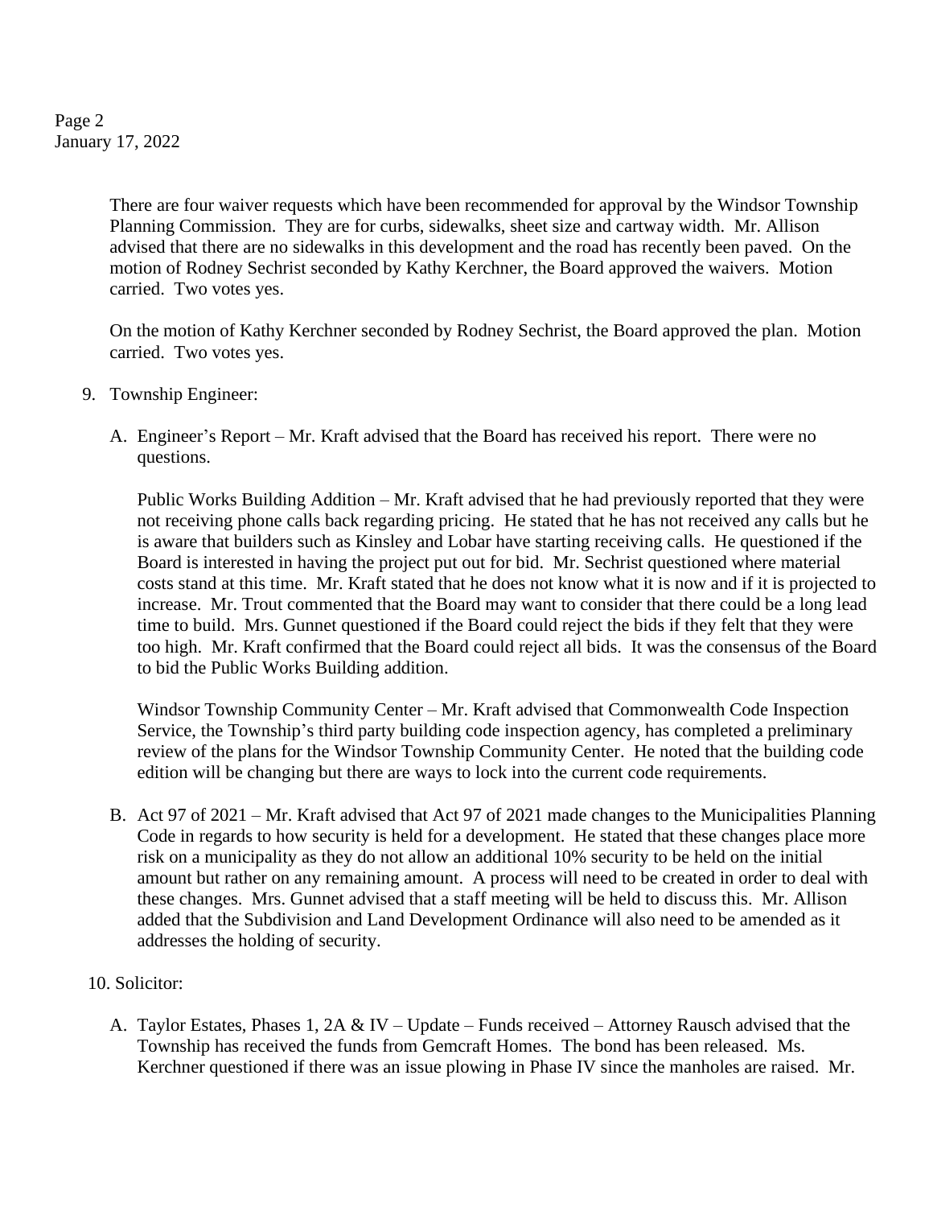There are four waiver requests which have been recommended for approval by the Windsor Township Planning Commission. They are for curbs, sidewalks, sheet size and cartway width. Mr. Allison advised that there are no sidewalks in this development and the road has recently been paved. On the motion of Rodney Sechrist seconded by Kathy Kerchner, the Board approved the waivers. Motion carried. Two votes yes.

On the motion of Kathy Kerchner seconded by Rodney Sechrist, the Board approved the plan. Motion carried. Two votes yes.

9. Township Engineer:

   A. Engineer's Report – Mr. Kraft advised that the Board has received his report. There were no questions.

      Public Works Building Addition – Mr. Kraft advised that he had previously reported that they were not receiving phone calls back regarding pricing. He stated that he has not received any calls but he is aware that builders such as Kinsley and Lobar have starting receiving calls. He questioned if the Board is interested in having the project put out for bid. Mr. Sechrist questioned where material costs stand at this time. Mr. Kraft stated that he does not know what it is now and if it is projected to increase. Mr. Trout commented that the Board may want to consider that there could be a long lead time to build. Mrs. Gunnet questioned if the Board could reject the bids if they felt that they were too high. Mr. Kraft confirmed that the Board could reject all bids. It was the consensus of the Board to bid the Public Works Building addition.

      Windsor Township Community Center – Mr. Kraft advised that Commonwealth Code Inspection Service, the Township's third party building code inspection agency, has completed a preliminary review of the plans for the Windsor Township Community Center. He noted that the building code edition will be changing but there are ways to lock into the current code requirements.

   B. Act 97 of 2021 – Mr. Kraft advised that Act 97 of 2021 made changes to the Municipalities Planning Code in regards to how security is held for a development. He stated that these changes place more risk on a municipality as they do not allow an additional 10% security to be held on the initial amount but rather on any remaining amount. A process will need to be created in order to deal with these changes. Mrs. Gunnet advised that a staff meeting will be held to discuss this. Mr. Allison added that the Subdivision and Land Development Ordinance will also need to be amended as it addresses the holding of security.

10. Solicitor:

    A. Taylor Estates, Phases 1, 2A & IV – Update – Funds received – Attorney Rausch advised that the Township has received the funds from Gemcraft Homes. The bond has been released. Ms. Kerchner questioned if there was an issue plowing in Phase IV since the manholes are raised. Mr.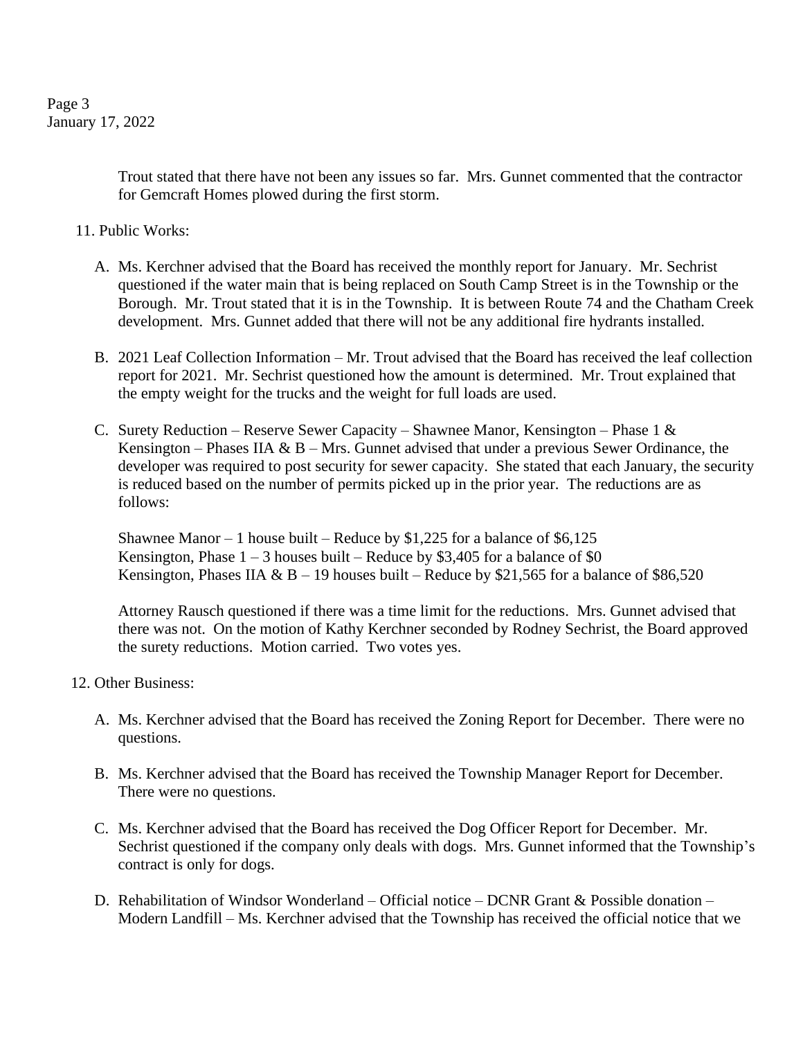Trout stated that there have not been any issues so far. Mrs. Gunnet commented that the contractor for Gemcraft Homes plowed during the first storm.

11. Public Works:

   A. Ms. Kerchner advised that the Board has received the monthly report for January. Mr. Sechrist questioned if the water main that is being replaced on South Camp Street is in the Township or the Borough. Mr. Trout stated that it is in the Township. It is between Route 74 and the Chatham Creek development. Mrs. Gunnet added that there will not be any additional fire hydrants installed.

   B. 2021 Leaf Collection Information – Mr. Trout advised that the Board has received the leaf collection report for 2021. Mr. Sechrist questioned how the amount is determined. Mr. Trout explained that the empty weight for the trucks and the weight for full loads are used.

   C. Surety Reduction – Reserve Sewer Capacity – Shawnee Manor, Kensington – Phase 1 & Kensington – Phases IIA & B – Mrs. Gunnet advised that under a previous Sewer Ordinance, the developer was required to post security for sewer capacity. She stated that each January, the security is reduced based on the number of permits picked up in the prior year. The reductions are as follows:

      Shawnee Manor – 1 house built – Reduce by $1,225 for a balance of $6,125
      Kensington, Phase 1 – 3 houses built – Reduce by $3,405 for a balance of $0
      Kensington, Phases IIA & B – 19 houses built – Reduce by $21,565 for a balance of $86,520

      Attorney Rausch questioned if there was a time limit for the reductions. Mrs. Gunnet advised that there was not. On the motion of Kathy Kerchner seconded by Rodney Sechrist, the Board approved the surety reductions. Motion carried. Two votes yes.

12. Other Business:

   A. Ms. Kerchner advised that the Board has received the Zoning Report for December. There were no questions.

   B. Ms. Kerchner advised that the Board has received the Township Manager Report for December. There were no questions.

   C. Ms. Kerchner advised that the Board has received the Dog Officer Report for December. Mr. Sechrist questioned if the company only deals with dogs. Mrs. Gunnet informed that the Township's contract is only for dogs.

   D. Rehabilitation of Windsor Wonderland – Official notice – DCNR Grant & Possible donation – Modern Landfill – Ms. Kerchner advised that the Township has received the official notice that we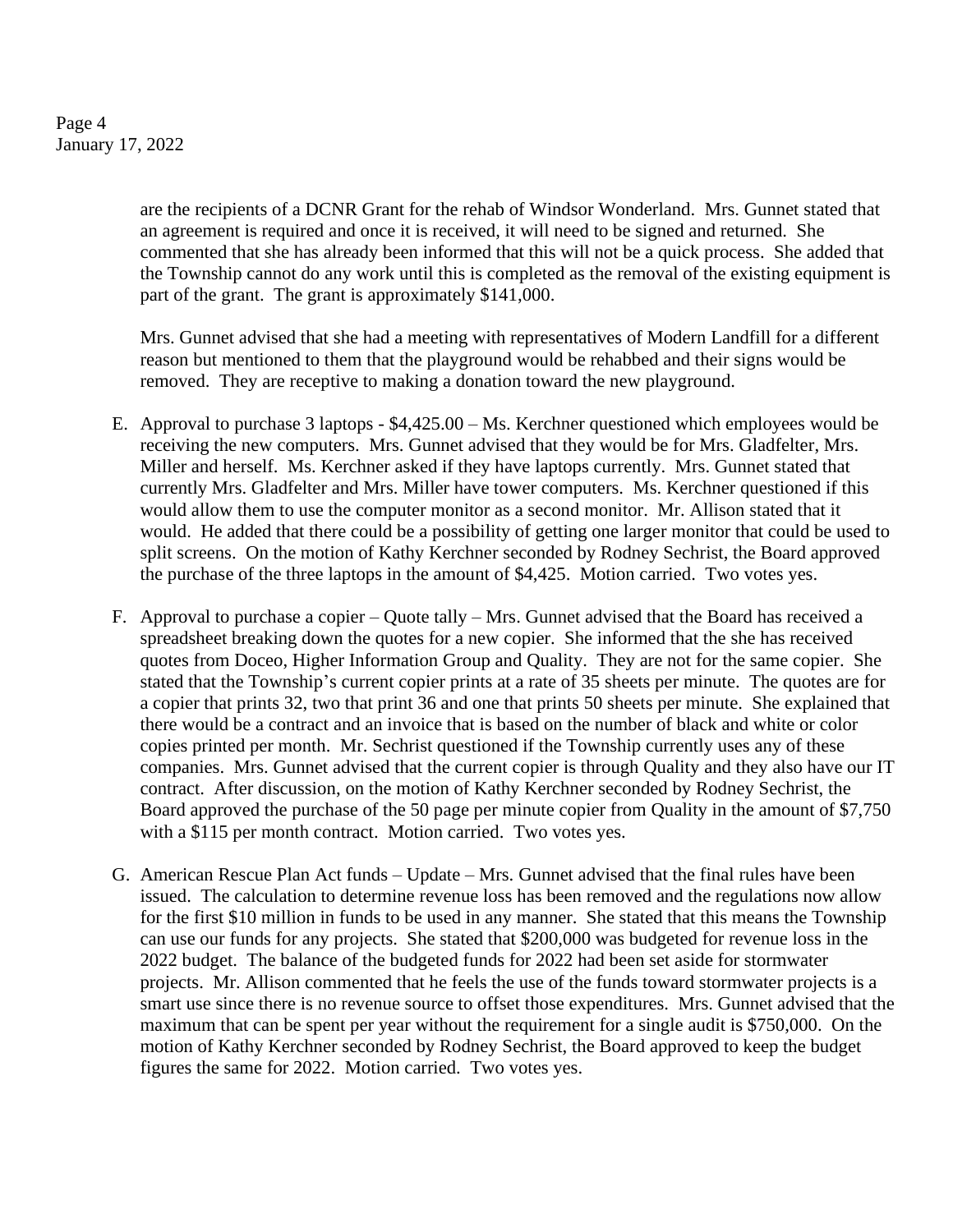are the recipients of a DCNR Grant for the rehab of Windsor Wonderland. Mrs. Gunnet stated that an agreement is required and once it is received, it will need to be signed and returned. She commented that she has already been informed that this will not be a quick process. She added that the Township cannot do any work until this is completed as the removal of the existing equipment is part of the grant. The grant is approximately $141,000.

Mrs. Gunnet advised that she had a meeting with representatives of Modern Landfill for a different reason but mentioned to them that the playground would be rehabbed and their signs would be removed. They are receptive to making a donation toward the new playground.

E. Approval to purchase 3 laptops - $4,425.00 – Ms. Kerchner questioned which employees would be receiving the new computers. Mrs. Gunnet advised that they would be for Mrs. Gladfelter, Mrs. Miller and herself. Ms. Kerchner asked if they have laptops currently. Mrs. Gunnet stated that currently Mrs. Gladfelter and Mrs. Miller have tower computers. Ms. Kerchner questioned if this would allow them to use the computer monitor as a second monitor. Mr. Allison stated that it would. He added that there could be a possibility of getting one larger monitor that could be used to split screens. On the motion of Kathy Kerchner seconded by Rodney Sechrist, the Board approved the purchase of the three laptops in the amount of $4,425. Motion carried. Two votes yes.

F. Approval to purchase a copier – Quote tally – Mrs. Gunnet advised that the Board has received a spreadsheet breaking down the quotes for a new copier. She informed that the she has received quotes from Doceo, Higher Information Group and Quality. They are not for the same copier. She stated that the Township's current copier prints at a rate of 35 sheets per minute. The quotes are for a copier that prints 32, two that print 36 and one that prints 50 sheets per minute. She explained that there would be a contract and an invoice that is based on the number of black and white or color copies printed per month. Mr. Sechrist questioned if the Township currently uses any of these companies. Mrs. Gunnet advised that the current copier is through Quality and they also have our IT contract. After discussion, on the motion of Kathy Kerchner seconded by Rodney Sechrist, the Board approved the purchase of the 50 page per minute copier from Quality in the amount of $7,750 with a $115 per month contract. Motion carried. Two votes yes.

G. American Rescue Plan Act funds – Update – Mrs. Gunnet advised that the final rules have been issued. The calculation to determine revenue loss has been removed and the regulations now allow for the first $10 million in funds to be used in any manner. She stated that this means the Township can use our funds for any projects. She stated that $200,000 was budgeted for revenue loss in the 2022 budget. The balance of the budgeted funds for 2022 had been set aside for stormwater projects. Mr. Allison commented that he feels the use of the funds toward stormwater projects is a smart use since there is no revenue source to offset those expenditures. Mrs. Gunnet advised that the maximum that can be spent per year without the requirement for a single audit is $750,000. On the motion of Kathy Kerchner seconded by Rodney Sechrist, the Board approved to keep the budget figures the same for 2022. Motion carried. Two votes yes.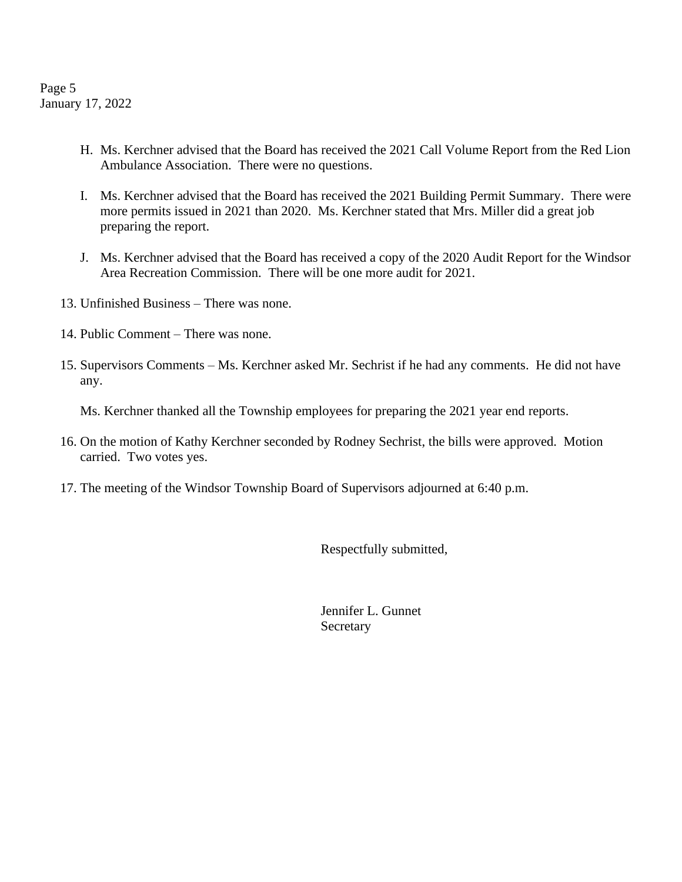H. Ms. Kerchner advised that the Board has received the 2021 Call Volume Report from the Red Lion Ambulance Association. There were no questions.

I. Ms. Kerchner advised that the Board has received the 2021 Building Permit Summary. There were more permits issued in 2021 than 2020. Ms. Kerchner stated that Mrs. Miller did a great job preparing the report.

J. Ms. Kerchner advised that the Board has received a copy of the 2020 Audit Report for the Windsor Area Recreation Commission. There will be one more audit for 2021.

13. Unfinished Business – There was none.

14. Public Comment – There was none.

15. Supervisors Comments – Ms. Kerchner asked Mr. Sechrist if he had any comments. He did not have any.

    Ms. Kerchner thanked all the Township employees for preparing the 2021 year end reports.

16. On the motion of Kathy Kerchner seconded by Rodney Sechrist, the bills were approved. Motion carried. Two votes yes.

17. The meeting of the Windsor Township Board of Supervisors adjourned at 6:40 p.m.

Respectfully submitted,

Jennifer L. Gunnet
Secretary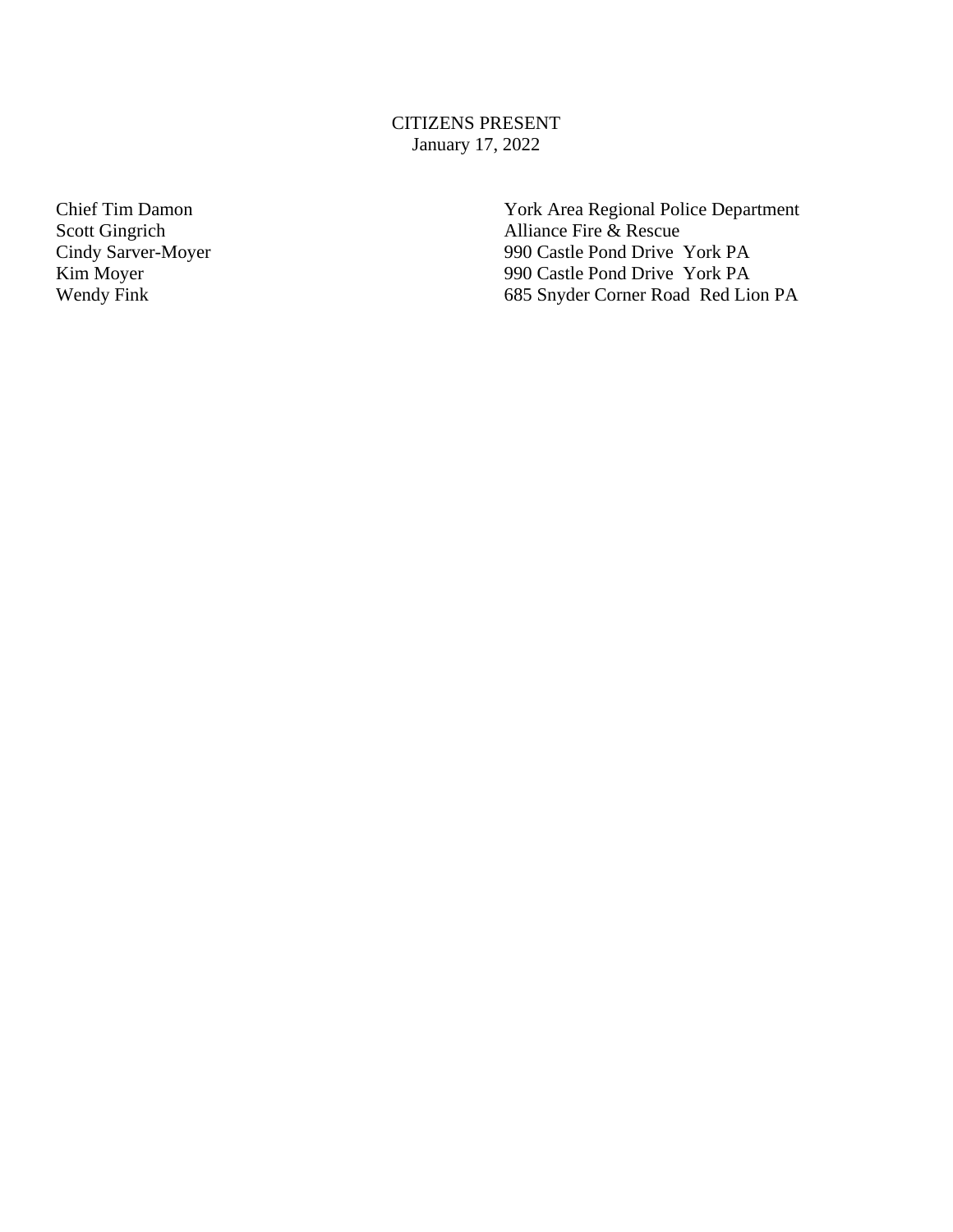# CITIZENS PRESENT

January 17, 2022

| | |
|---|---|
| Chief Tim Damon | York Area Regional Police Department |
| Scott Gingrich | Alliance Fire & Rescue |
| Cindy Sarver-Moyer | 990 Castle Pond Drive York PA |
| Kim Moyer | 990 Castle Pond Drive York PA |
| Wendy Fink | 685 Snyder Corner Road Red Lion PA |